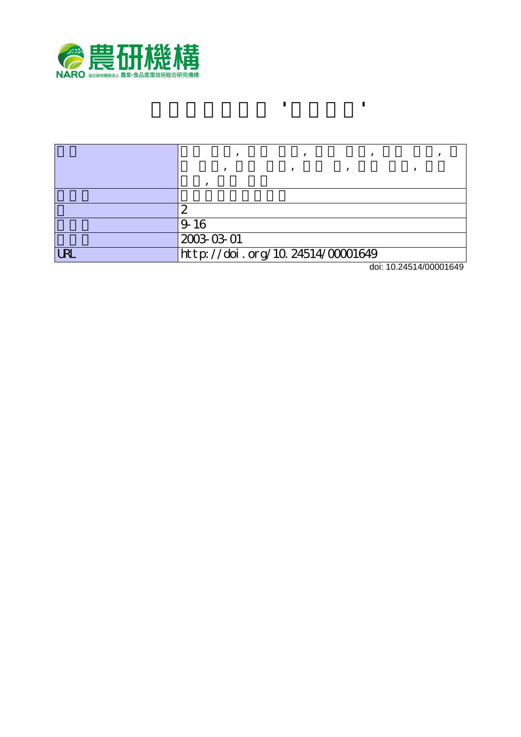農研機構

NARO 国立研究開発法人 農業・食品産業技術総合研究機構

| | |
|---|---|
| | |
| | |
| | 2 |
| | 9-16 |
| | 2003-03-01 |
| URL | http://doi.org/10.24514/00001649 |

doi: 10.24514/00001649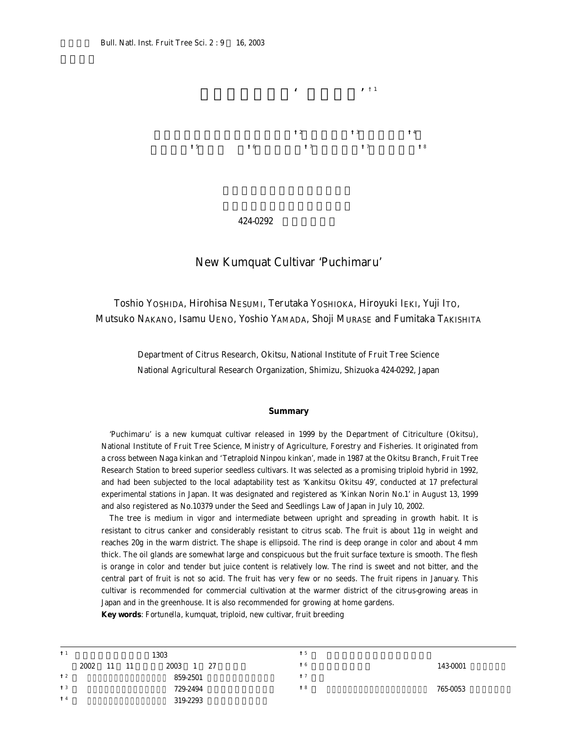# New Kumquat Cultivar 'Puchimaru'

Toshio YOSHIDA, Hirohisa NESUMI, Terutaka YOSHIOKA, Hiroyuki IEKI, Yuji ITO, Mutsuko NAKANO, Isamu UENO, Yoshio YAMADA, Shoji MURASE and Fumitaka TAKISHITA

Department of Citrus Research, Okitsu, National Institute of Fruit Tree Science
National Agricultural Research Organization, Shimizu, Shizuoka 424-0292, Japan

424-0292

## Summary

'Puchimaru' is a new kumquat cultivar released in 1999 by the Department of Citriculture (Okitsu), National Institute of Fruit Tree Science, Ministry of Agriculture, Forestry and Fisheries. It originated from a cross between Naga kinkan and 'Tetraploid Ninpou kinkan', made in 1987 at the Okitsu Branch, Fruit Tree Research Station to breed superior seedless cultivars. It was selected as a promising triploid hybrid in 1992, and had been subjected to the local adaptability test as 'Kankitsu Okitsu 49', conducted at 17 prefectural experimental stations in Japan. It was designated and registered as 'Kinkan Norin No.1' in August 13, 1999 and also registered as No.10379 under the Seed and Seedlings Law of Japan in July 10, 2002.

The tree is medium in vigor and intermediate between upright and spreading in growth habit. It is resistant to citrus canker and considerably resistant to citrus scab. The fruit is about 11g in weight and reaches 20g in the warm district. The shape is ellipsoid. The rind is deep orange in color and about 4 mm thick. The oil glands are somewhat large and conspicuous but the fruit surface texture is smooth. The flesh is orange in color and tender but juice content is relatively low. The rind is sweet and not bitter, and the central part of fruit is not so acid. The fruit has very few or no seeds. The fruit ripens in January. This cultivar is recommended for commercial cultivation at the warmer district of the citrus-growing areas in Japan and in the greenhouse. It is also recommended for growing at home gardens.

**Key words**: *Fortunella*, kumquat, triploid, new cultivar, fruit breeding

---

†1 1303
2002 11 11 2003 1 27
†2 859-2501
†3 729-2494
†4 319-2293
†5
†6 143-0001
†7
†8 765-0053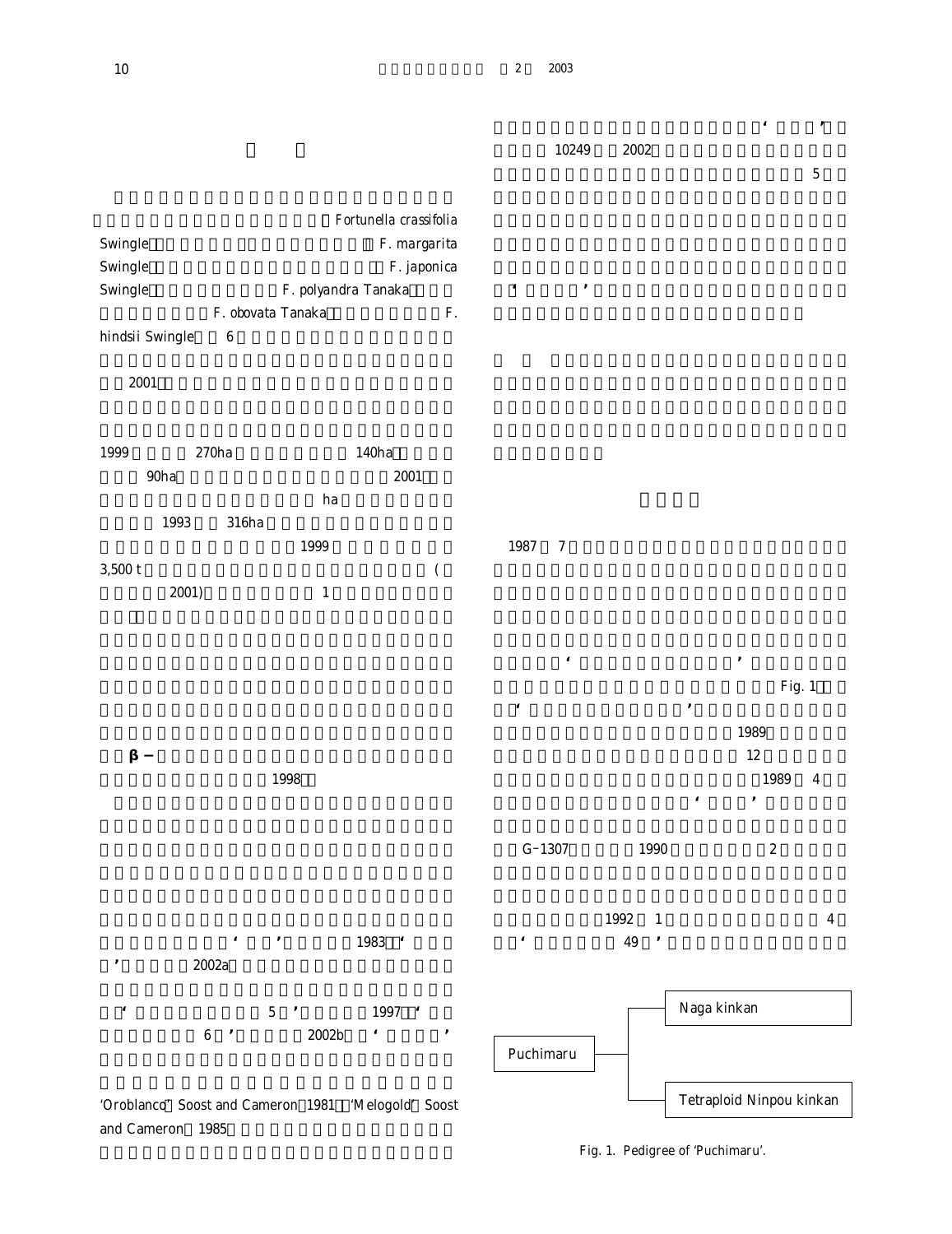Fortunella crassifolia Swingle F. margarita Swingle F. japonica Swingle F. polyandra Tanaka F. obovata Tanaka F. hindsii Swingle 6

2001

1999 270ha 140ha 90ha 2001 ha 1993 316ha 1999 3,500 t ( 2001) 1

$\beta-$

1998

' ' 1983 ' ' 2002a

' 5 ' 1997 ' 6 ' 2002b ' '

'Oroblanco' Soost and Cameron 1981 'Melogold' Soost and Cameron 1985

' '

10249 2002

5

' '

1987 7

' '

Fig. 1

' '

1989

12

1989 4

' '

G-1307 1990 2

1992 1 4

' 49 '

Puchimaru — Naga kinkan / Tetraploid Ninpou kinkan

Fig. 1. Pedigree of 'Puchimaru'.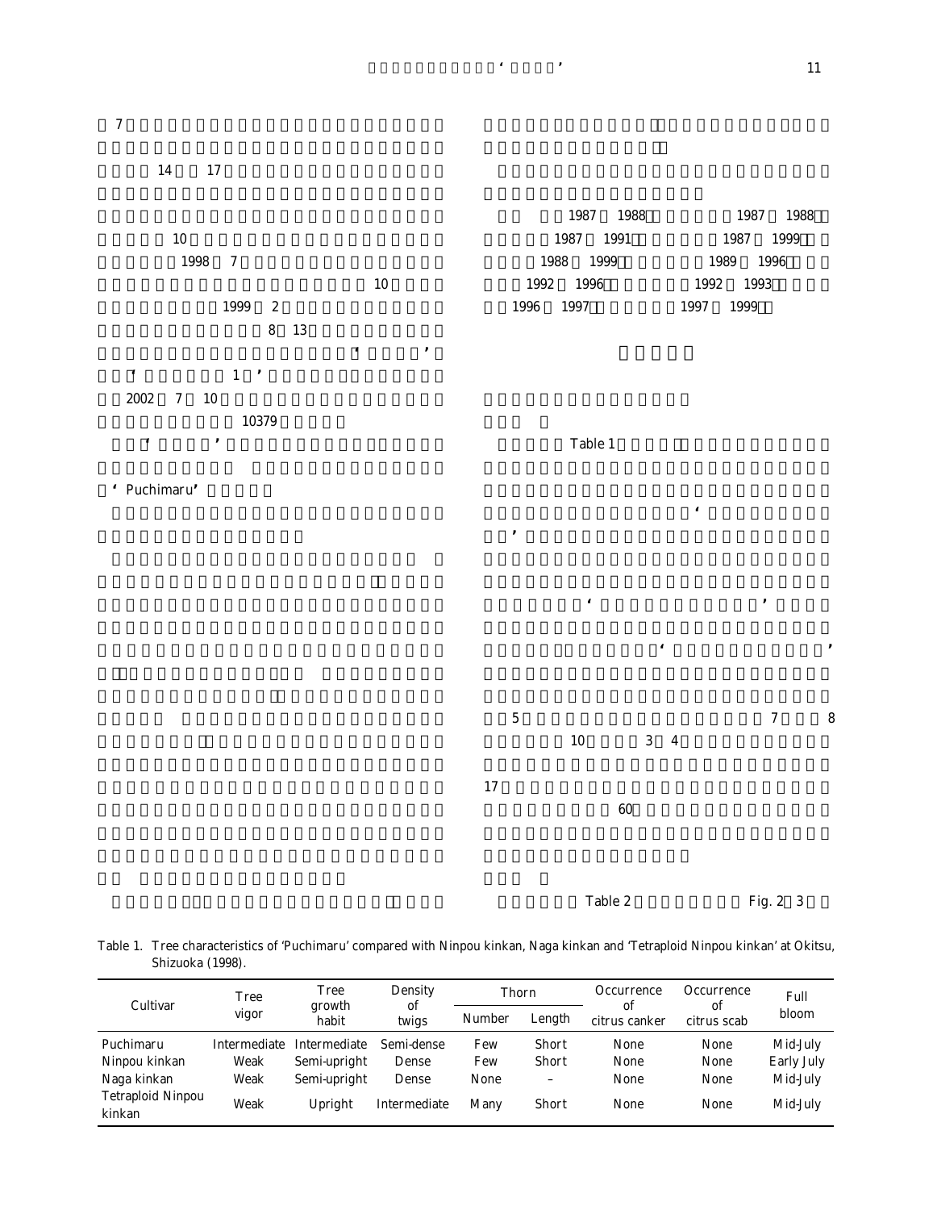7

14 17

10

1998 7

10

1999 2

8 13

‘ ’

‘ 1 ’

2002 7 10

10379

‘ ’

‘ Puchimaru’

1987 1988 1987 1988

1987 1991 1987 1999

1988 1999 1989 1996

1992 1996 1992 1993

1996 1997 1997 1999

Table 1

‘

’

‘ ’

‘ ’

5 7 8

10 3 4

17

60

Table 2 Fig. 2 3

Table 1. Tree characteristics of ‘Puchimaru’ compared with Ninpou kinkan, Naga kinkan and ‘Tetraploid Ninpou kinkan’ at Okitsu, Shizuoka (1998).

| Cultivar | Tree vigor | Tree growth habit | Density of twigs | Thorn | | Occurrence of citrus canker | Occurrence of citrus scab | Full bloom |
|---|---|---|---|---|---|---|---|---|
| | | | | Number | Length | | | |
| Puchimaru | Intermediate | Intermediate | Semi-dense | Few | Short | None | None | Mid-July |
| Ninpou kinkan | Weak | Semi-upright | Dense | Few | Short | None | None | Early July |
| Naga kinkan | Weak | Semi-upright | Dense | None | – | None | None | Mid-July |
| Tetraploid Ninpou kinkan | Weak | Upright | Intermediate | Many | Short | None | None | Mid-July |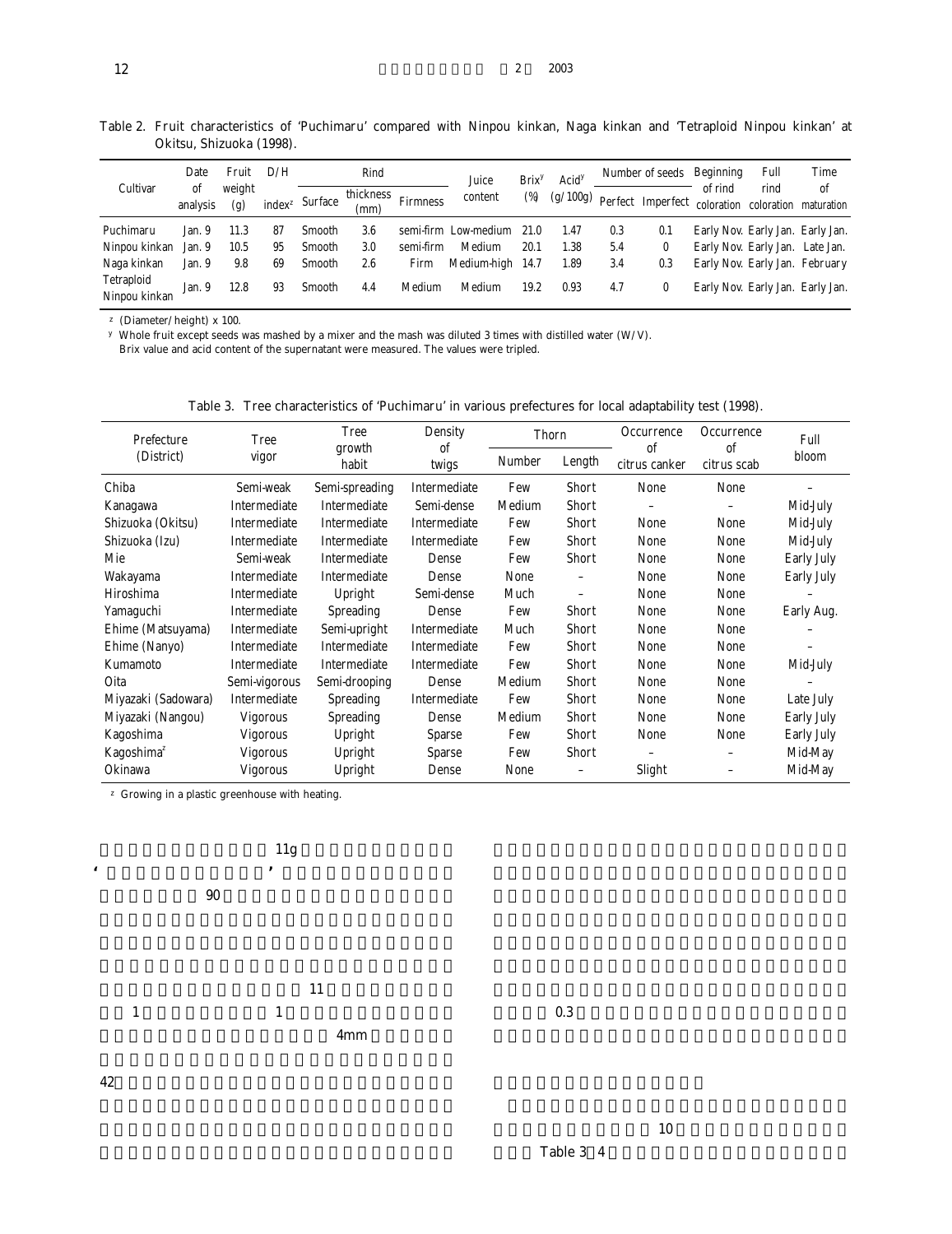Table 2. Fruit characteristics of 'Puchimaru' compared with Ninpou kinkan, Naga kinkan and 'Tetraploid Ninpou kinkan' at Okitsu, Shizuoka (1998).

| Cultivar | Date of analysis | Fruit weight (g) | D/H index[z] | Rind | | | Juice content | Brix[y] (%) | Acid[y] (g/100g) | Number of seeds | | Beginning of rind coloration | Full rind coloration | Time of maturation |
|---|---|---|---|---|---|---|---|---|---|---|---|---|---|---|
| | | | | Surface | thickness (mm) | Firmness | | | | Perfect | Imperfect | | | |
| Puchimaru | Jan. 9 | 11.3 | 87 | Smooth | 3.6 | semi-firm | Low-medium | 21.0 | 1.47 | 0.3 | 0.1 | Early Nov. | Early Jan. | Early Jan. |
| Ninpou kinkan | Jan. 9 | 10.5 | 95 | Smooth | 3.0 | semi-firm | Medium | 20.1 | 1.38 | 5.4 | 0 | Early Nov. | Early Jan. | Late Jan. |
| Naga kinkan | Jan. 9 | 9.8 | 69 | Smooth | 2.6 | Firm | Medium-high | 14.7 | 1.89 | 3.4 | 0.3 | Early Nov. | Early Jan. | February |
| Tetraploid Ninpou kinkan | Jan. 9 | 12.8 | 93 | Smooth | 4.4 | Medium | Medium | 19.2 | 0.93 | 4.7 | 0 | Early Nov. | Early Jan. | Early Jan. |

[z] (Diameter/height) x 100.
[y] Whole fruit except seeds was mashed by a mixer and the mash was diluted 3 times with distilled water (W/V).
Brix value and acid content of the supernatant were measured. The values were tripled.

Table 3. Tree characteristics of 'Puchimaru' in various prefectures for local adaptability test (1998).

| Prefecture (District) | Tree vigor | Tree growth habit | Density of twigs | Thorn | | Occurrence of citrus canker | Occurrence of citrus scab | Full bloom |
|---|---|---|---|---|---|---|---|---|
| | | | | Number | Length | | | |
| Chiba | Semi-weak | Semi-spreading | Intermediate | Few | Short | None | None | – |
| Kanagawa | Intermediate | Intermediate | Semi-dense | Medium | Short | – | – | Mid-July |
| Shizuoka (Okitsu) | Intermediate | Intermediate | Intermediate | Few | Short | None | None | Mid-July |
| Shizuoka (Izu) | Intermediate | Intermediate | Intermediate | Few | Short | None | None | Mid-July |
| Mie | Semi-weak | Intermediate | Dense | Few | Short | None | None | Early July |
| Wakayama | Intermediate | Intermediate | Dense | None | – | None | None | Early July |
| Hiroshima | Intermediate | Upright | Semi-dense | Much | – | None | None | – |
| Yamaguchi | Intermediate | Spreading | Dense | Few | Short | None | None | Early Aug. |
| Ehime (Matsuyama) | Intermediate | Semi-upright | Intermediate | Much | Short | None | None | – |
| Ehime (Nanyo) | Intermediate | Intermediate | Intermediate | Few | Short | None | None | – |
| Kumamoto | Intermediate | Intermediate | Intermediate | Few | Short | None | None | Mid-July |
| Oita | Semi-vigorous | Semi-drooping | Dense | Medium | Short | None | None | – |
| Miyazaki (Sadowara) | Intermediate | Spreading | Intermediate | Few | Short | None | None | Late July |
| Miyazaki (Nangou) | Vigorous | Spreading | Dense | Medium | Short | None | None | Early July |
| Kagoshima | Vigorous | Upright | Sparse | Few | Short | None | None | Early July |
| Kagoshima[z] | Vigorous | Upright | Sparse | Few | Short | – | – | Mid-May |
| Okinawa | Vigorous | Upright | Dense | None | – | Slight | – | Mid-May |

[z] Growing in a plastic greenhouse with heating.

11g

' '

90

11

1 1

4mm

42

0.3

10

Table 3 4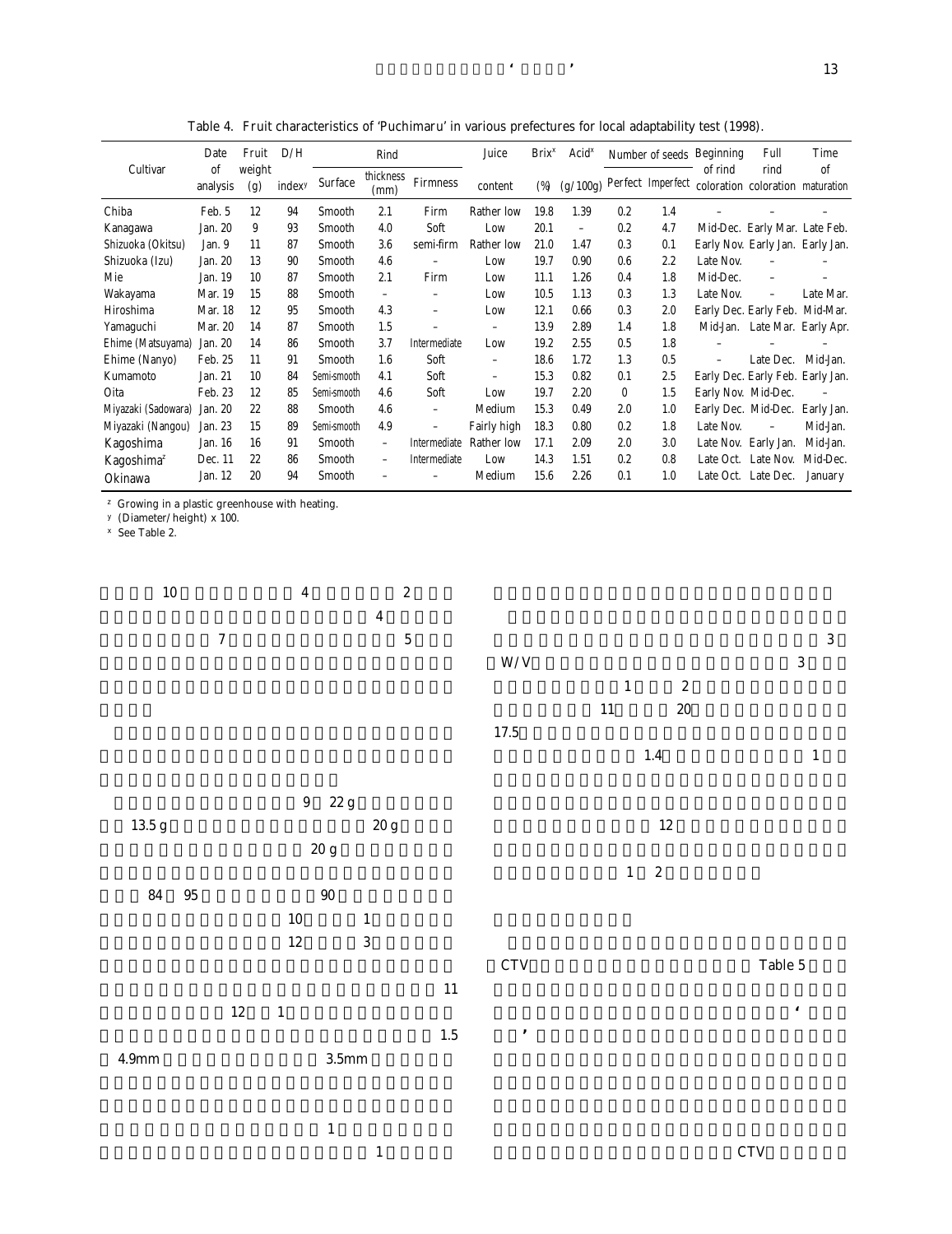Table 4. Fruit characteristics of 'Puchimaru' in various prefectures for local adaptability test (1998).

| Cultivar | Date of analysis | Fruit weight (g) | D/H index[y] | Rind | | | Juice content | Brix[x] (%) | Acid[x] (g/100g) | Number of seeds | | Beginning of rind coloration | Full rind coloration | Time of maturation |
|---|---|---|---|---|---|---|---|---|---|---|---|---|---|---|
| | | | | Surface | thickness (mm) | Firmness | | | | Perfect | Imperfect | | | |
| Chiba | Feb. 5 | 12 | 94 | Smooth | 2.1 | Firm | Rather low | 19.8 | 1.39 | 0.2 | 1.4 | – | – | – |
| Kanagawa | Jan. 20 | 9 | 93 | Smooth | 4.0 | Soft | Low | 20.1 | – | 0.2 | 4.7 | Mid-Dec. | Early Mar. | Late Feb. |
| Shizuoka (Okitsu) | Jan. 9 | 11 | 87 | Smooth | 3.6 | semi-firm | Rather low | 21.0 | 1.47 | 0.3 | 0.1 | Early Nov. | Early Jan. | Early Jan. |
| Shizuoka (Izu) | Jan. 20 | 13 | 90 | Smooth | 4.6 | – | Low | 19.7 | 0.90 | 0.6 | 2.2 | Late Nov. | – | – |
| Mie | Jan. 19 | 10 | 87 | Smooth | 2.1 | Firm | Low | 11.1 | 1.26 | 0.4 | 1.8 | Mid-Dec. | – | – |
| Wakayama | Mar. 19 | 15 | 88 | Smooth | – | – | Low | 10.5 | 1.13 | 0.3 | 1.3 | Late Nov. | – | Late Mar. |
| Hiroshima | Mar. 18 | 12 | 95 | Smooth | 4.3 | – | Low | 12.1 | 0.66 | 0.3 | 2.0 | Early Dec. | Early Feb. | Mid-Mar. |
| Yamaguchi | Mar. 20 | 14 | 87 | Smooth | 1.5 | – | – | 13.9 | 2.89 | 1.4 | 1.8 | Mid-Jan. | Late Mar. | Early Apr. |
| Ehime (Matsuyama) | Jan. 20 | 14 | 86 | Smooth | 3.7 | Intermediate | Low | 19.2 | 2.55 | 0.5 | 1.8 | – | – | – |
| Ehime (Nanyo) | Feb. 25 | 11 | 91 | Smooth | 1.6 | Soft | – | 18.6 | 1.72 | 1.3 | 0.5 | – | Late Dec. | Mid-Jan. |
| Kumamoto | Jan. 21 | 10 | 84 | Semi-smooth | 4.1 | Soft | – | 15.3 | 0.82 | 0.1 | 2.5 | Early Dec. | Early Feb. | Early Jan. |
| Oita | Feb. 23 | 12 | 85 | Semi-smooth | 4.6 | Soft | Low | 19.7 | 2.20 | 0 | 1.5 | Early Nov. | Mid-Dec. | – |
| Miyazaki (Sadowara) | Jan. 20 | 22 | 88 | Smooth | 4.6 | – | Medium | 15.3 | 0.49 | 2.0 | 1.0 | Early Dec. | Mid-Dec. | Early Jan. |
| Miyazaki (Nangou) | Jan. 23 | 15 | 89 | Semi-smooth | 4.9 | – | Fairly high | 18.3 | 0.80 | 0.2 | 1.8 | Late Nov. | – | Mid-Jan. |
| Kagoshima | Jan. 16 | 16 | 91 | Smooth | – | Intermediate | Rather low | 17.1 | 2.09 | 2.0 | 3.0 | Late Nov. | Early Jan. | Mid-Jan. |
| Kagoshima[z] | Dec. 11 | 22 | 86 | Smooth | – | Intermediate | Low | 14.3 | 1.51 | 0.2 | 0.8 | Late Oct. | Late Nov. | Mid-Dec. |
| Okinawa | Jan. 12 | 20 | 94 | Smooth | – | – | Medium | 15.6 | 2.26 | 0.1 | 1.0 | Late Oct. | Late Dec. | January |

[z] Growing in a plastic greenhouse with heating.
[y] (Diameter/height) x 100.
[x] See Table 2.

10 4 2

4

7 5

9 22 g

13.5 g 20 g

20 g

84 95 90

10 1

12 3

11

12 1

1.5

4.9mm 3.5mm

1

1

3

W/V 3

1 2

11 20

17.5

1.4 1

12

1 2

CTV Table 5

‘

’

CTV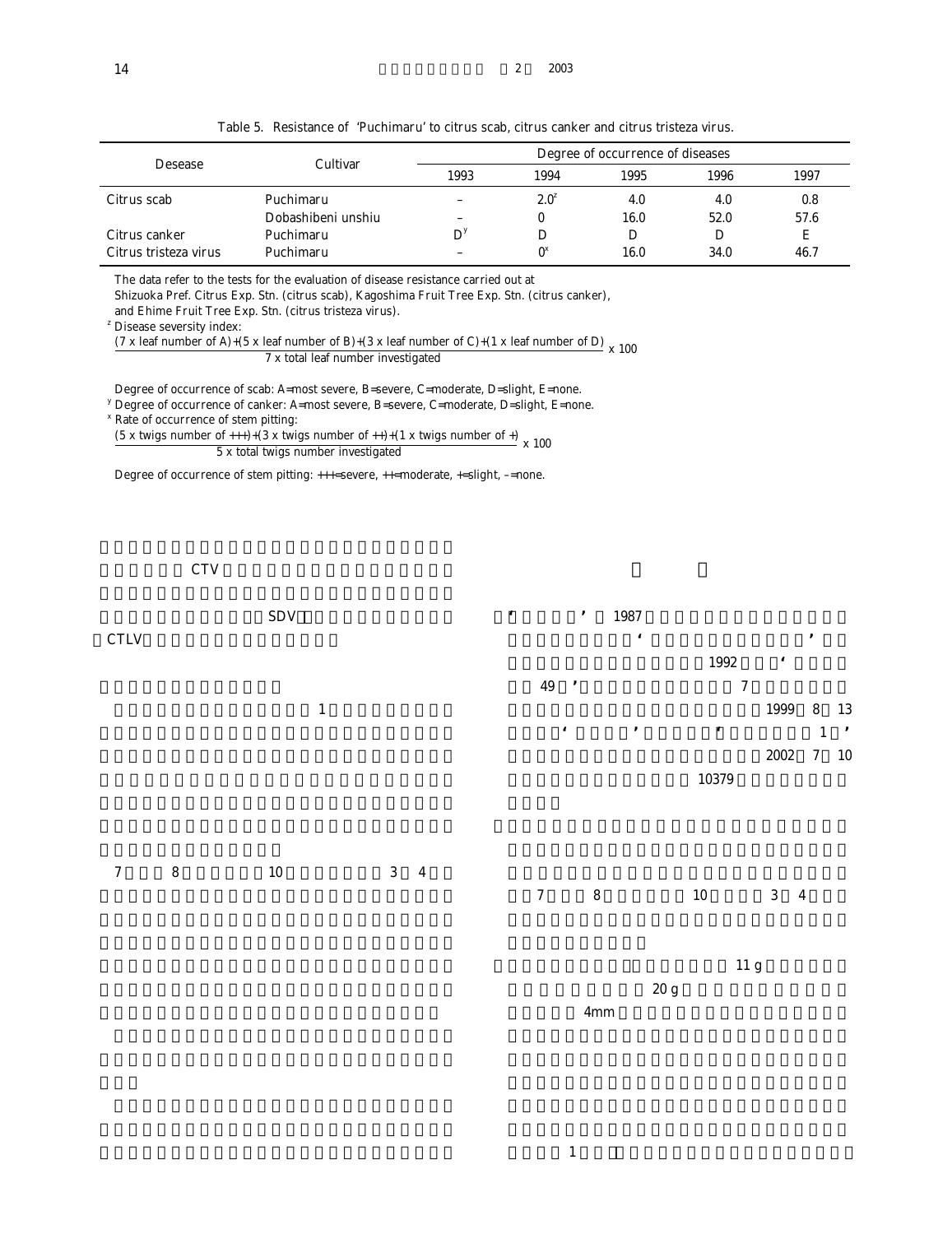Table 5. Resistance of 'Puchimaru' to citrus scab, citrus canker and citrus tristeza virus.

| Desease | Cultivar | Degree of occurrence of diseases | | | | |
|---|---|---|---|---|---|---|
| | | 1993 | 1994 | 1995 | 1996 | 1997 |
| Citrus scab | Puchimaru | – | 2.0[z] | 4.0 | 4.0 | 0.8 |
| | Dobashibeni unshiu | – | 0 | 16.0 | 52.0 | 57.6 |
| Citrus canker | Puchimaru | D[y] | D | D | D | E |
| Citrus tristeza virus | Puchimaru | – | 0[x] | 16.0 | 34.0 | 46.7 |

The data refer to the tests for the evaluation of disease resistance carried out at Shizuoka Pref. Citrus Exp. Stn. (citrus scab), Kagoshima Fruit Tree Exp. Stn. (citrus canker), and Ehime Fruit Tree Exp. Stn. (citrus tristeza virus).

[z] Disease seversity index:

$$\frac{(7 \times \text{leaf number of A})+(5 \times \text{leaf number of B})+(3 \times \text{leaf number of C})+(1 \times \text{leaf number of D})}{7 \times \text{total leaf number investigated}} \times 100$$

Degree of occurrence of scab: A=most severe, B=severe, C=moderate, D=slight, E=none.

[y] Degree of occurrence of canker: A=most severe, B=severe, C=moderate, D=slight, E=none.

[x] Rate of occurrence of stem pitting:

$$\frac{(5 \times \text{twigs number of } +{+}+)+(3 \times \text{twigs number of } ++)+(1 \times \text{twigs number of } +)}{5 \times \text{total twigs number investigated}} \times 100$$

Degree of occurrence of stem pitting: +++=severe, ++=moderate, +=slight, –=none.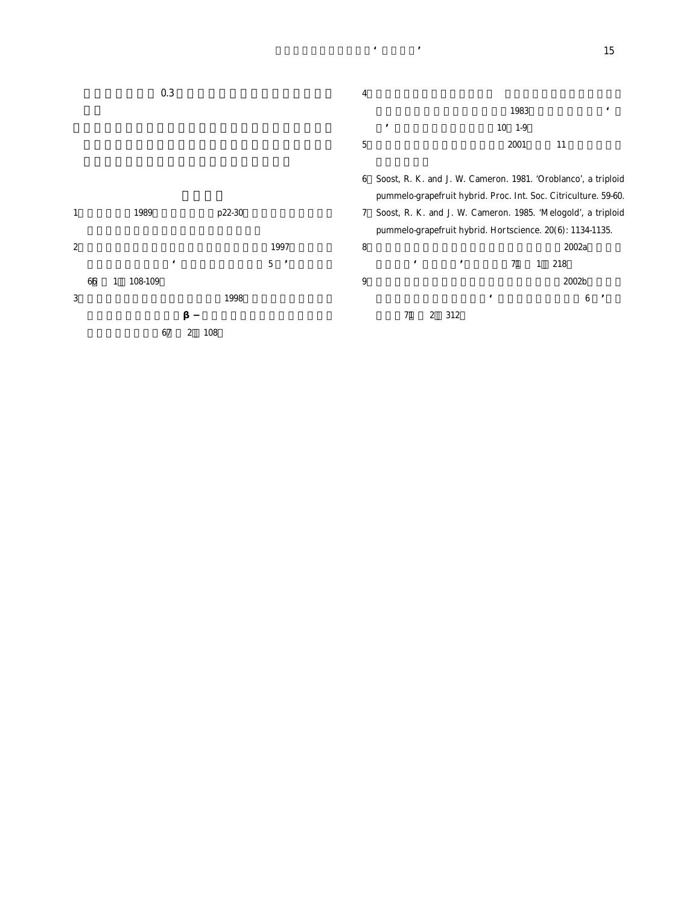0.3

1 1989 p22-30

2 1997 ' 5 ' 66 1 108-109

3 1998 β − 67 2 108

4 1983 ' ' 10 1-9

5 2001 11

6 Soost, R. K. and J. W. Cameron. 1981. 'Oroblanco', a triploid pummelo-grapefruit hybrid. Proc. Int. Soc. Citriculture. 59-60.

7 Soost, R. K. and J. W. Cameron. 1985. 'Melogold', a triploid pummelo-grapefruit hybrid. Hortscience. 20(6): 1134-1135.

8 2002a ' ' 71 1 218

9 2002b ' 6 ' 71 2 312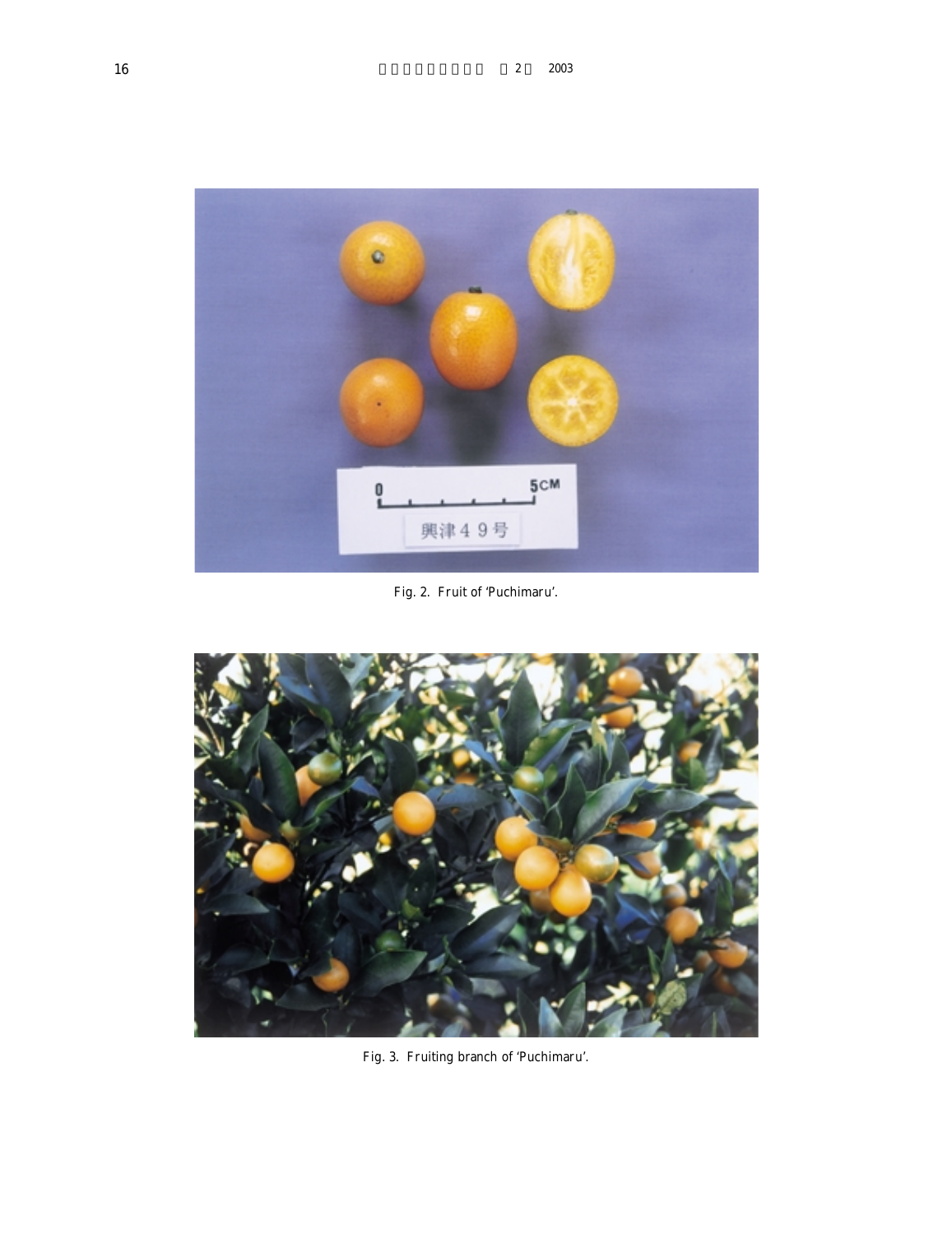Fig. 2. Fruit of 'Puchimaru'.

Fig. 3. Fruiting branch of 'Puchimaru'.